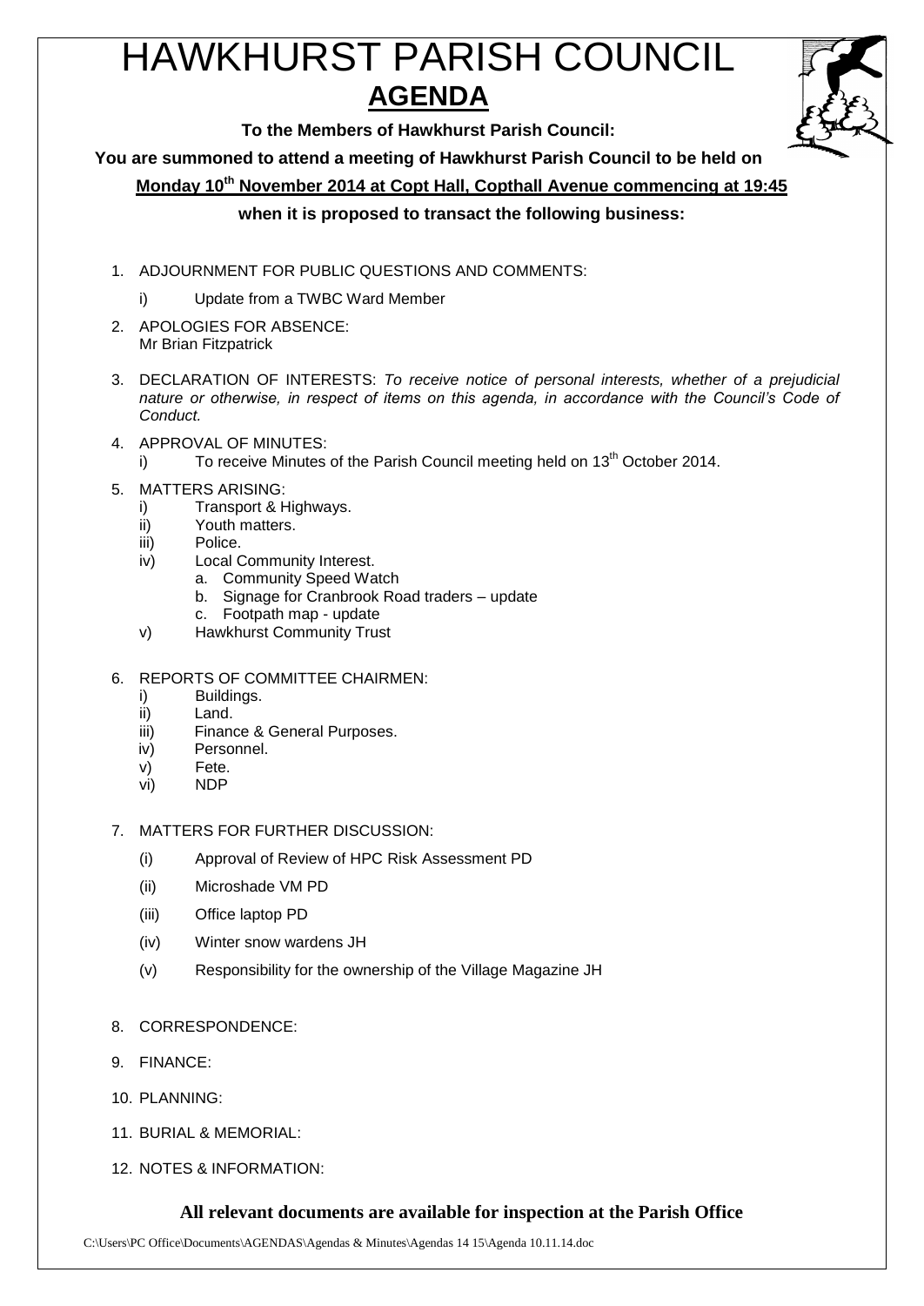# HAWKHURST PARISH COUNCIL

## AGENDA

**To the Members of Hawkhurst Parish Council:**

**You are summoned to attend a meeting of Hawkhurst Parish Council to be held on**

**Monday 10th November 2014 at Copt Hall, Copthall Avenue commencing at 19:45**

**when it is proposed to transact the following business:**

1. ADJOURNMENT FOR PUBLIC QUESTIONS AND COMMENTS:
   i) Update from a TWBC Ward Member
2. APOLOGIES FOR ABSENCE:
   Mr Brian Fitzpatrick
3. DECLARATION OF INTERESTS: *To receive notice of personal interests, whether of a prejudicial nature or otherwise, in respect of items on this agenda, in accordance with the Council's Code of Conduct.*
4. APPROVAL OF MINUTES:
   i) To receive Minutes of the Parish Council meeting held on 13th October 2014.
5. MATTERS ARISING:
   i) Transport & Highways.
   ii) Youth matters.
   iii) Police.
   iv) Local Community Interest.
      a. Community Speed Watch
      b. Signage for Cranbrook Road traders – update
      c. Footpath map - update
   v) Hawkhurst Community Trust
6. REPORTS OF COMMITTEE CHAIRMEN:
   i) Buildings.
   ii) Land.
   iii) Finance & General Purposes.
   iv) Personnel.
   v) Fete.
   vi) NDP
7. MATTERS FOR FURTHER DISCUSSION:
   (i) Approval of Review of HPC Risk Assessment PD
   (ii) Microshade VM PD
   (iii) Office laptop PD
   (iv) Winter snow wardens JH
   (v) Responsibility for the ownership of the Village Magazine JH
8. CORRESPONDENCE:
9. FINANCE:
10. PLANNING:
11. BURIAL & MEMORIAL:
12. NOTES & INFORMATION:

**All relevant documents are available for inspection at the Parish Office**

C:\Users\PC Office\Documents\AGENDAS\Agendas & Minutes\Agendas 14 15\Agenda 10.11.14.doc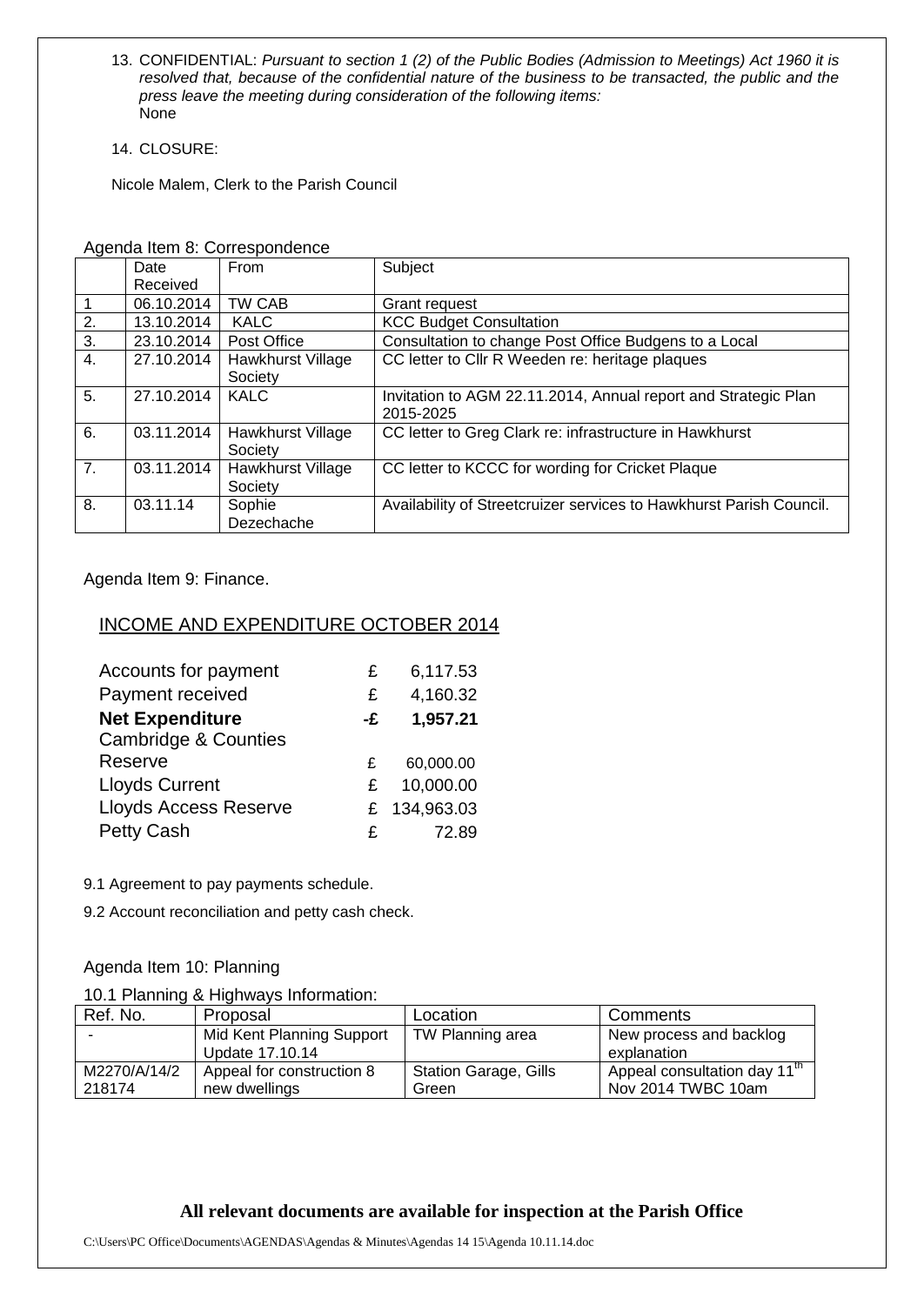13. CONFIDENTIAL: *Pursuant to section 1 (2) of the Public Bodies (Admission to Meetings) Act 1960 it is resolved that, because of the confidential nature of the business to be transacted, the public and the press leave the meeting during consideration of the following items:*
    None

14. CLOSURE:

Nicole Malem, Clerk to the Parish Council

Agenda Item 8: Correspondence

| | Date Received | From | Subject |
|---|---|---|---|
| 1 | 06.10.2014 | TW CAB | Grant request |
| 2. | 13.10.2014 | KALC | KCC Budget Consultation |
| 3. | 23.10.2014 | Post Office | Consultation to change Post Office Budgens to a Local |
| 4. | 27.10.2014 | Hawkhurst Village Society | CC letter to Cllr R Weeden re: heritage plaques |
| 5. | 27.10.2014 | KALC | Invitation to AGM 22.11.2014, Annual report and Strategic Plan 2015-2025 |
| 6. | 03.11.2014 | Hawkhurst Village Society | CC letter to Greg Clark re: infrastructure in Hawkhurst |
| 7. | 03.11.2014 | Hawkhurst Village Society | CC letter to KCCC for wording for Cricket Plaque |
| 8. | 03.11.14 | Sophie Dezechache | Availability of Streetcruizer services to Hawkhurst Parish Council. |

Agenda Item 9: Finance.

## INCOME AND EXPENDITURE OCTOBER 2014

| | | |
|---|---|---|
| Accounts for payment | £ | 6,117.53 |
| Payment received | £ | 4,160.32 |
| **Net Expenditure** | **-£** | **1,957.21** |
| Cambridge & Counties Reserve | £ | 60,000.00 |
| Lloyds Current | £ | 10,000.00 |
| Lloyds Access Reserve | £ | 134,963.03 |
| Petty Cash | £ | 72.89 |

9.1 Agreement to pay payments schedule.

9.2 Account reconciliation and petty cash check.

Agenda Item 10: Planning

10.1 Planning & Highways Information:

| Ref. No. | Proposal | Location | Comments |
|---|---|---|---|
| - | Mid Kent Planning Support Update 17.10.14 | TW Planning area | New process and backlog explanation |
| M2270/A/14/2 218174 | Appeal for construction 8 new dwellings | Station Garage, Gills Green | Appeal consultation day 11th Nov 2014 TWBC 10am |

**All relevant documents are available for inspection at the Parish Office**

C:\Users\PC Office\Documents\AGENDAS\Agendas & Minutes\Agendas 14 15\Agenda 10.11.14.doc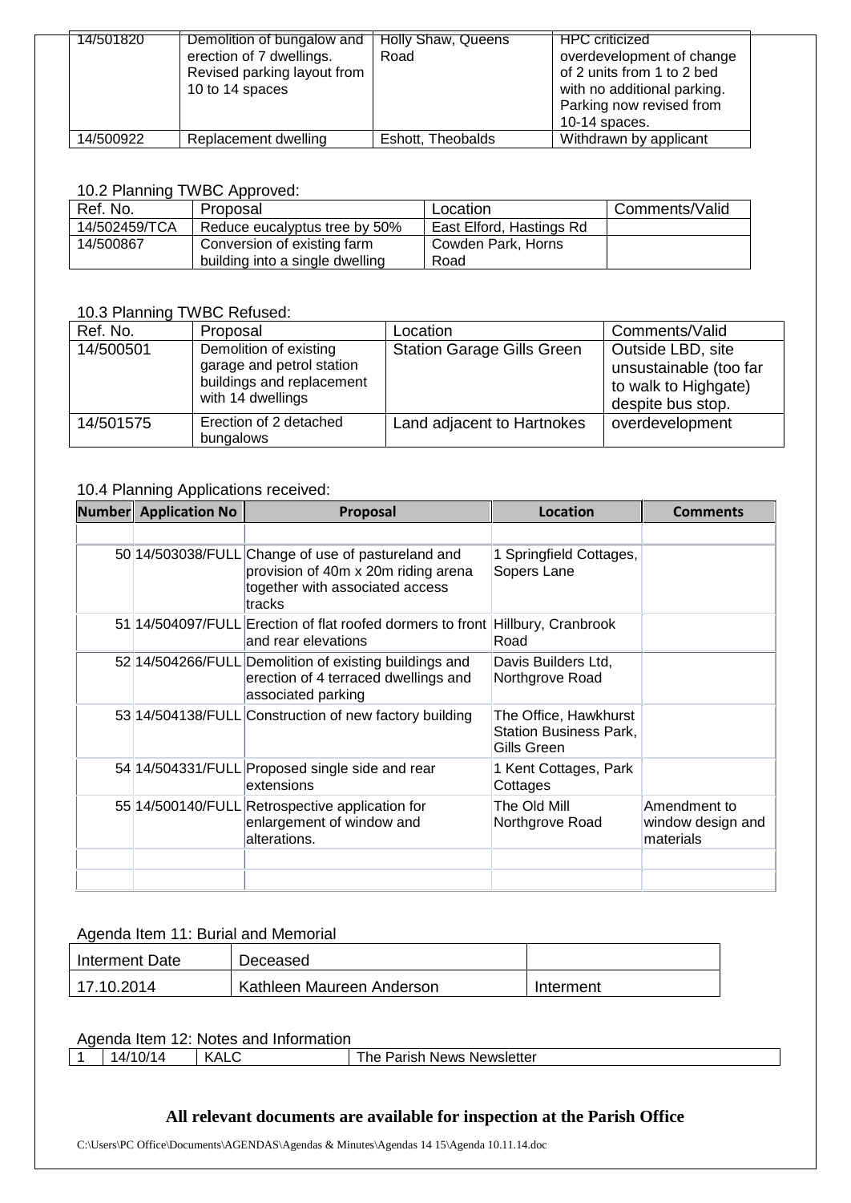| | | | |
|---|---|---|---|
| 14/501820 | Demolition of bungalow and erection of 7 dwellings. Revised parking layout from 10 to 14 spaces | Holly Shaw, Queens Road | HPC criticized overdevelopment of change of 2 units from 1 to 2 bed with no additional parking. Parking now revised from 10-14 spaces. |
| 14/500922 | Replacement dwelling | Eshott, Theobalds | Withdrawn by applicant |

10.2 Planning TWBC Approved:

| Ref. No. | Proposal | Location | Comments/Valid |
|---|---|---|---|
| 14/502459/TCA | Reduce eucalyptus tree by 50% | East Elford, Hastings Rd | |
| 14/500867 | Conversion of existing farm building into a single dwelling | Cowden Park, Horns Road | |

10.3 Planning TWBC Refused:

| Ref. No. | Proposal | Location | Comments/Valid |
|---|---|---|---|
| 14/500501 | Demolition of existing garage and petrol station buildings and replacement with 14 dwellings | Station Garage Gills Green | Outside LBD, site unsustainable (too far to walk to Highgate) despite bus stop. |
| 14/501575 | Erection of 2 detached bungalows | Land adjacent to Hartnokes | overdevelopment |

10.4 Planning Applications received:

| Number | Application No | Proposal | Location | Comments |
|---|---|---|---|---|
| | | | | |
| 50 | 14/503038/FULL | Change of use of pastureland and provision of 40m x 20m riding arena together with associated access tracks | 1 Springfield Cottages, Sopers Lane | |
| 51 | 14/504097/FULL | Erection of flat roofed dormers to front and rear elevations | Hillbury, Cranbrook Road | |
| 52 | 14/504266/FULL | Demolition of existing buildings and erection of 4 terraced dwellings and associated parking | Davis Builders Ltd, Northgrove Road | |
| 53 | 14/504138/FULL | Construction of new factory building | The Office, Hawkhurst Station Business Park, Gills Green | |
| 54 | 14/504331/FULL | Proposed single side and rear extensions | 1 Kent Cottages, Park Cottages | |
| 55 | 14/500140/FULL | Retrospective application for enlargement of window and alterations. | The Old Mill Northgrove Road | Amendment to window design and materials |
| | | | | |
| | | | | |

Agenda Item 11: Burial and Memorial

| Interment Date | Deceased | |
|---|---|---|
| 17.10.2014 | Kathleen Maureen Anderson | Interment |

Agenda Item 12: Notes and Information

| | | | |
|---|---|---|---|
| 1 | 14/10/14 | KALC | The Parish News Newsletter |

**All relevant documents are available for inspection at the Parish Office**

C:\Users\PC Office\Documents\AGENDAS\Agendas & Minutes\Agendas 14 15\Agenda 10.11.14.doc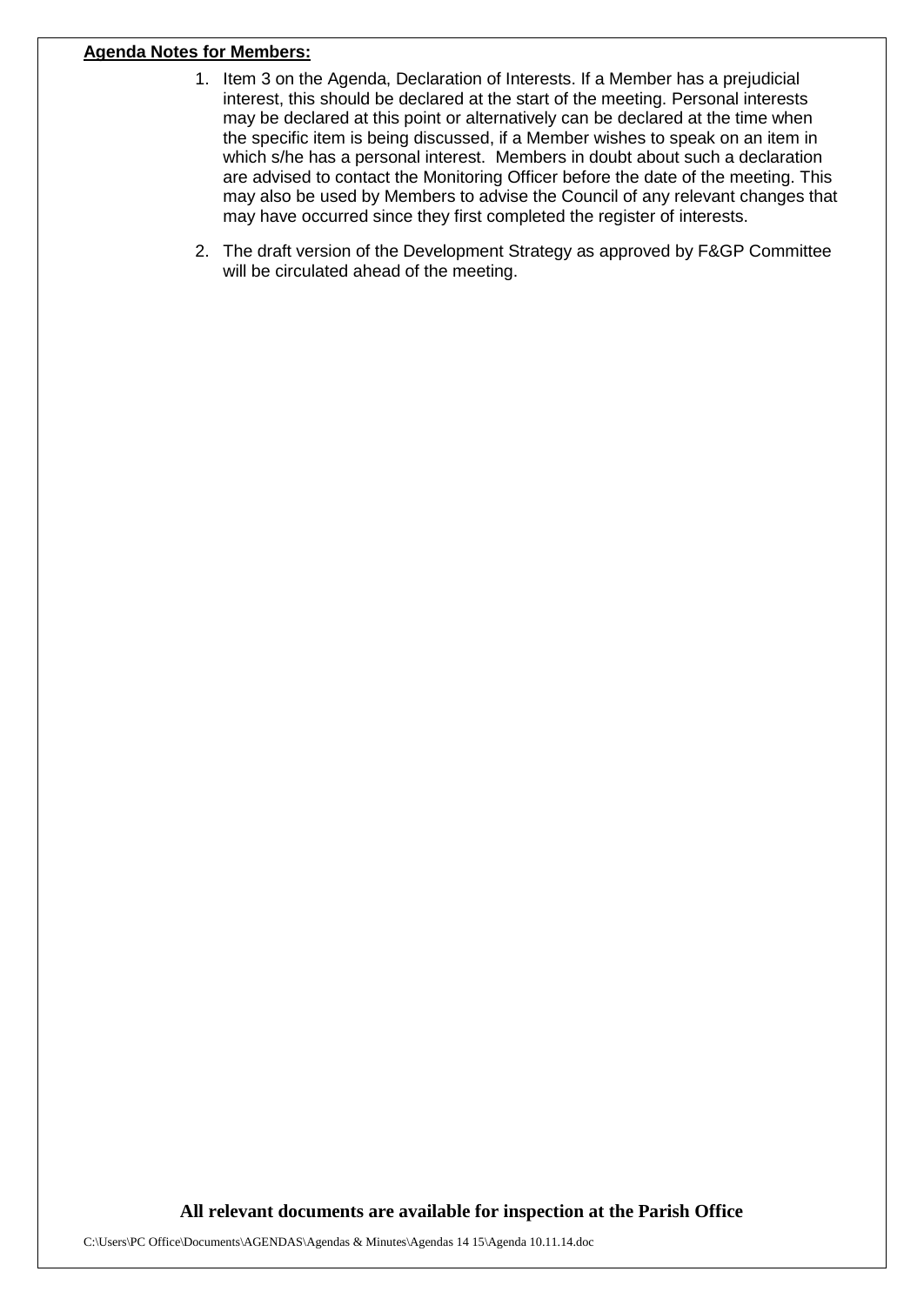**Agenda Notes for Members:**

1. Item 3 on the Agenda, Declaration of Interests. If a Member has a prejudicial interest, this should be declared at the start of the meeting. Personal interests may be declared at this point or alternatively can be declared at the time when the specific item is being discussed, if a Member wishes to speak on an item in which s/he has a personal interest. Members in doubt about such a declaration are advised to contact the Monitoring Officer before the date of the meeting. This may also be used by Members to advise the Council of any relevant changes that may have occurred since they first completed the register of interests.

2. The draft version of the Development Strategy as approved by F&GP Committee will be circulated ahead of the meeting.

**All relevant documents are available for inspection at the Parish Office**

C:\Users\PC Office\Documents\AGENDAS\Agendas & Minutes\Agendas 14 15\Agenda 10.11.14.doc